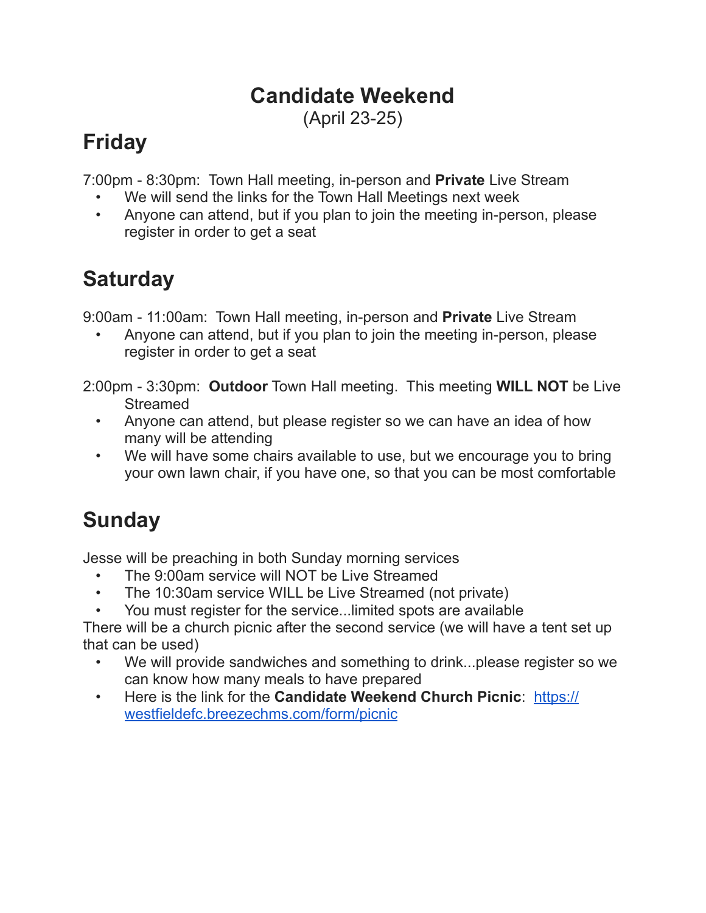# Candidate Weekend

(April 23-25)

## Friday

7:00pm - 8:30pm: Town Hall meeting, in-person and **Private** Live Stream

- We will send the links for the Town Hall Meetings next week
- Anyone can attend, but if you plan to join the meeting in-person, please register in order to get a seat

## Saturday

9:00am - 11:00am: Town Hall meeting, in-person and **Private** Live Stream

- Anyone can attend, but if you plan to join the meeting in-person, please register in order to get a seat

2:00pm - 3:30pm: **Outdoor** Town Hall meeting. This meeting **WILL NOT** be Live Streamed

- Anyone can attend, but please register so we can have an idea of how many will be attending
- We will have some chairs available to use, but we encourage you to bring your own lawn chair, if you have one, so that you can be most comfortable

## Sunday

Jesse will be preaching in both Sunday morning services

- The 9:00am service will NOT be Live Streamed
- The 10:30am service WILL be Live Streamed (not private)
- You must register for the service...limited spots are available

There will be a church picnic after the second service (we will have a tent set up that can be used)

- We will provide sandwiches and something to drink...please register so we can know how many meals to have prepared
- Here is the link for the **Candidate Weekend Church Picnic**: [https://westfieldefc.breezechms.com/form/picnic](https://westfieldefc.breezechms.com/form/picnic)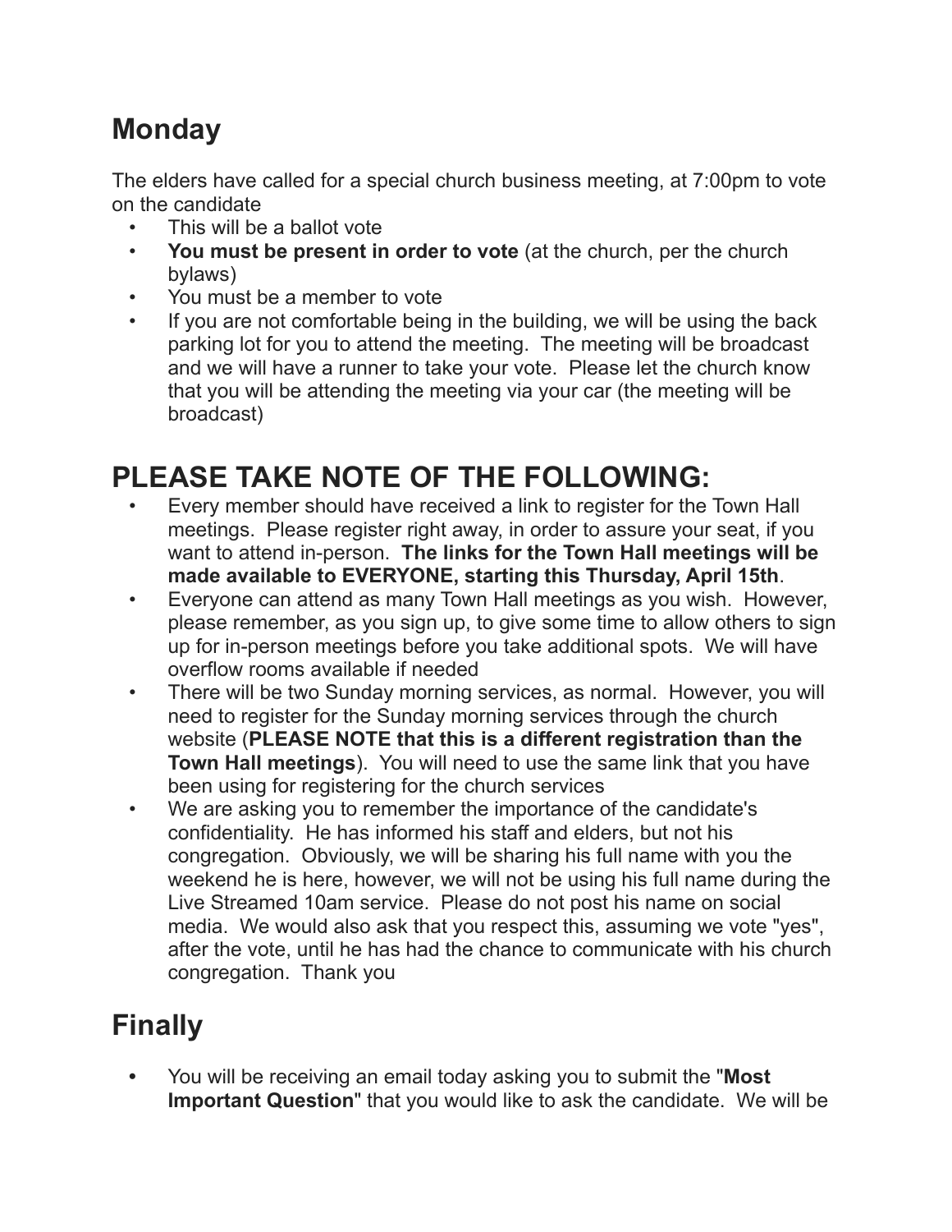## Monday

The elders have called for a special church business meeting, at 7:00pm to vote on the candidate

- This will be a ballot vote
- **You must be present in order to vote** (at the church, per the church bylaws)
- You must be a member to vote
- If you are not comfortable being in the building, we will be using the back parking lot for you to attend the meeting. The meeting will be broadcast and we will have a runner to take your vote. Please let the church know that you will be attending the meeting via your car (the meeting will be broadcast)

# PLEASE TAKE NOTE OF THE FOLLOWING:

- Every member should have received a link to register for the Town Hall meetings. Please register right away, in order to assure your seat, if you want to attend in-person. **The links for the Town Hall meetings will be made available to EVERYONE, starting this Thursday, April 15th**.
- Everyone can attend as many Town Hall meetings as you wish. However, please remember, as you sign up, to give some time to allow others to sign up for in-person meetings before you take additional spots. We will have overflow rooms available if needed
- There will be two Sunday morning services, as normal. However, you will need to register for the Sunday morning services through the church website (**PLEASE NOTE that this is a different registration than the Town Hall meetings**). You will need to use the same link that you have been using for registering for the church services
- We are asking you to remember the importance of the candidate's confidentiality. He has informed his staff and elders, but not his congregation. Obviously, we will be sharing his full name with you the weekend he is here, however, we will not be using his full name during the Live Streamed 10am service. Please do not post his name on social media. We would also ask that you respect this, assuming we vote "yes", after the vote, until he has had the chance to communicate with his church congregation. Thank you

## Finally

- You will be receiving an email today asking you to submit the "**Most Important Question**" that you would like to ask the candidate. We will be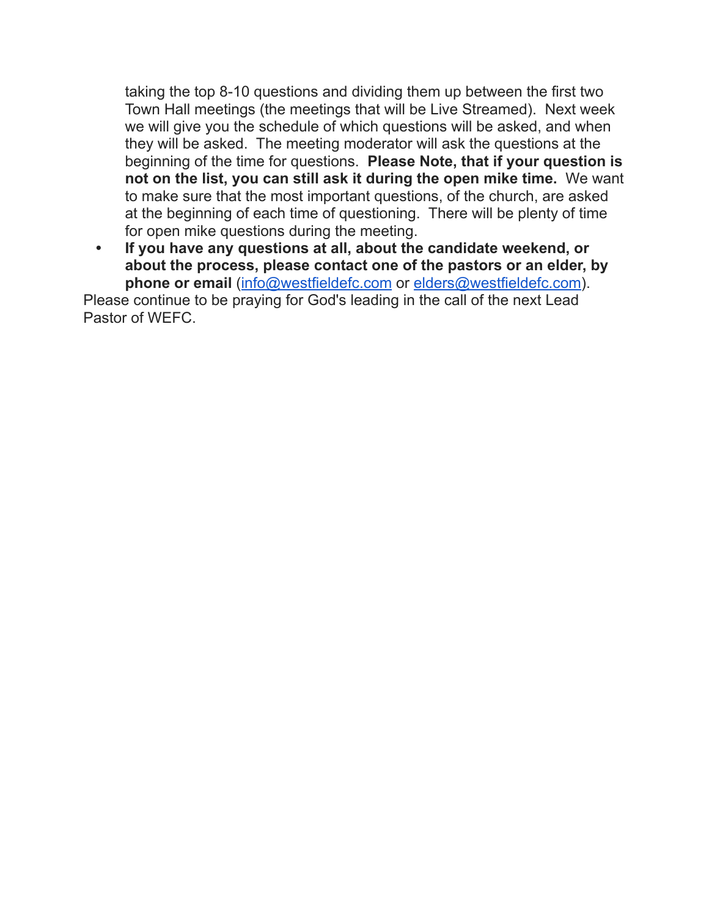taking the top 8-10 questions and dividing them up between the first two Town Hall meetings (the meetings that will be Live Streamed). Next week we will give you the schedule of which questions will be asked, and when they will be asked. The meeting moderator will ask the questions at the beginning of the time for questions. **Please Note, that if your question is not on the list, you can still ask it during the open mike time.** We want to make sure that the most important questions, of the church, are asked at the beginning of each time of questioning. There will be plenty of time for open mike questions during the meeting.

- **If you have any questions at all, about the candidate weekend, or about the process, please contact one of the pastors or an elder, by phone or email** (info@westfieldefc.com or elders@westfieldefc.com).

Please continue to be praying for God's leading in the call of the next Lead Pastor of WEFC.